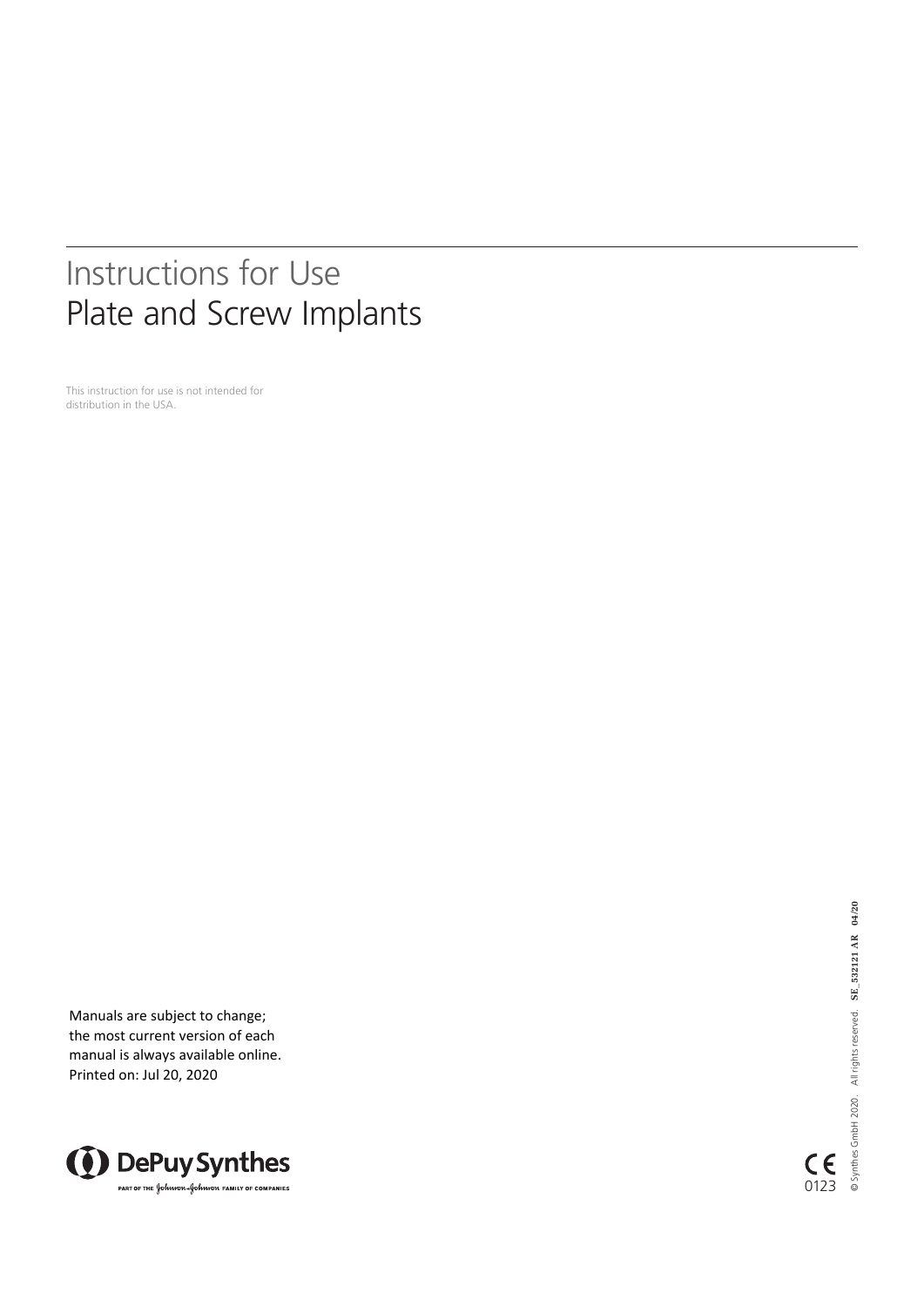# Instructions for Use
# Plate and Screw Implants

This instruction for use is not intended for distribution in the USA.

Manuals are subject to change; the most current version of each manual is always available online.
Printed on: Jul 20, 2020

DePuy Synthes
PART OF THE Johnson & Johnson FAMILY OF COMPANIES

CE 0123

© Synthes GmbH 2020. All rights reserved. SE_532121 AR 04/20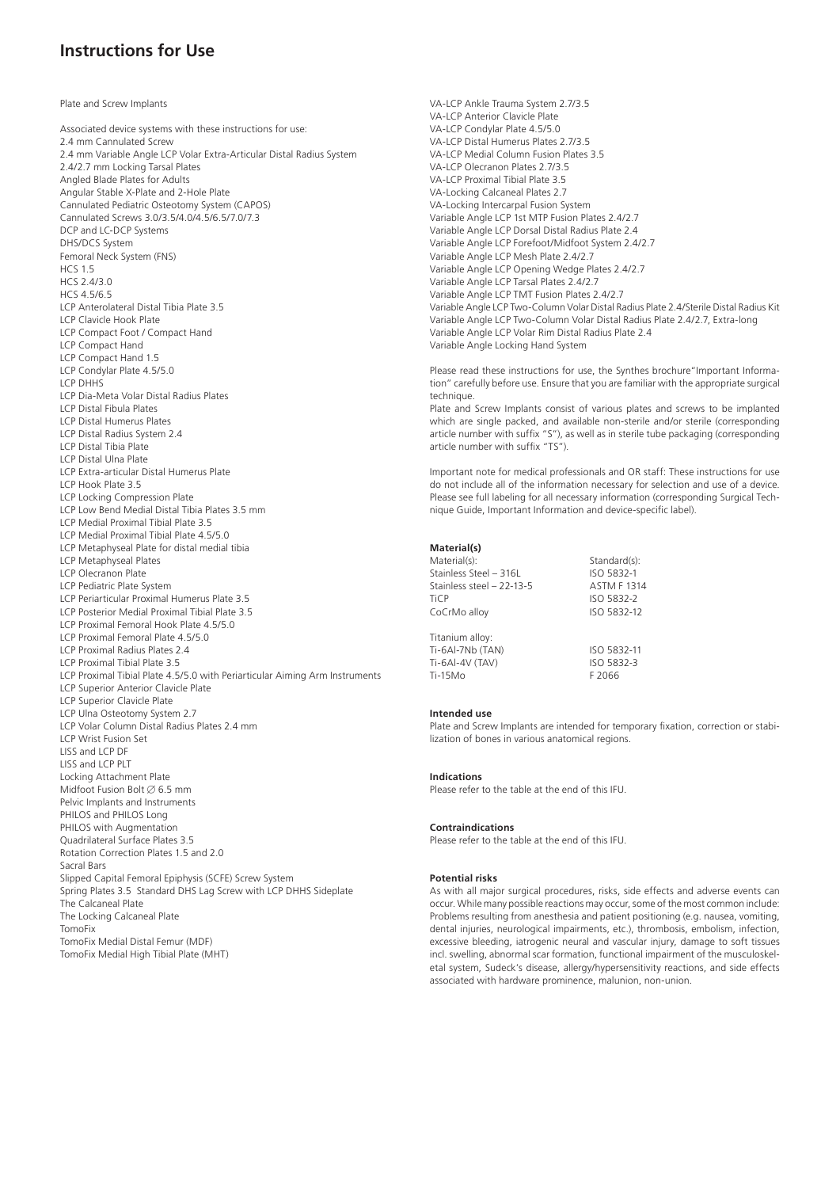# Instructions for Use

Plate and Screw Implants

Associated device systems with these instructions for use:
2.4 mm Cannulated Screw
2.4 mm Variable Angle LCP Volar Extra-Articular Distal Radius System
2.4/2.7 mm Locking Tarsal Plates
Angled Blade Plates for Adults
Angular Stable X-Plate and 2-Hole Plate
Cannulated Pediatric Osteotomy System (CAPOS)
Cannulated Screws 3.0/3.5/4.0/4.5/6.5/7.0/7.3
DCP and LC-DCP Systems
DHS/DCS System
Femoral Neck System (FNS)
HCS 1.5
HCS 2.4/3.0
HCS 4.5/6.5
LCP Anterolateral Distal Tibia Plate 3.5
LCP Clavicle Hook Plate
LCP Compact Foot / Compact Hand
LCP Compact Hand
LCP Compact Hand 1.5
LCP Condylar Plate 4.5/5.0
LCP DHHS
LCP Dia-Meta Volar Distal Radius Plates
LCP Distal Fibula Plates
LCP Distal Humerus Plates
LCP Distal Radius System 2.4
LCP Distal Tibia Plate
LCP Distal Ulna Plate
LCP Extra-articular Distal Humerus Plate
LCP Hook Plate 3.5
LCP Locking Compression Plate
LCP Low Bend Medial Distal Tibia Plates 3.5 mm
LCP Medial Proximal Tibial Plate 3.5
LCP Medial Proximal Tibial Plate 4.5/5.0
LCP Metaphyseal Plate for distal medial tibia
LCP Metaphyseal Plates
LCP Olecranon Plate
LCP Pediatric Plate System
LCP Periarticular Proximal Humerus Plate 3.5
LCP Posterior Medial Proximal Tibial Plate 3.5
LCP Proximal Femoral Hook Plate 4.5/5.0
LCP Proximal Femoral Plate 4.5/5.0
LCP Proximal Radius Plates 2.4
LCP Proximal Tibial Plate 3.5
LCP Proximal Tibial Plate 4.5/5.0 with Periarticular Aiming Arm Instruments
LCP Superior Anterior Clavicle Plate
LCP Superior Clavicle Plate
LCP Ulna Osteotomy System 2.7
LCP Volar Column Distal Radius Plates 2.4 mm
LCP Wrist Fusion Set
LISS and LCP DF
LISS and LCP PLT
Locking Attachment Plate
Midfoot Fusion Bolt ∅ 6.5 mm
Pelvic Implants and Instruments
PHILOS and PHILOS Long
PHILOS with Augmentation
Quadrilateral Surface Plates 3.5
Rotation Correction Plates 1.5 and 2.0
Sacral Bars
Slipped Capital Femoral Epiphysis (SCFE) Screw System
Spring Plates 3.5 Standard DHS Lag Screw with LCP DHHS Sideplate
The Calcaneal Plate
The Locking Calcaneal Plate
TomoFix
TomoFix Medial Distal Femur (MDF)
TomoFix Medial High Tibial Plate (MHT)
VA-LCP Ankle Trauma System 2.7/3.5
VA-LCP Anterior Clavicle Plate
VA-LCP Condylar Plate 4.5/5.0
VA-LCP Distal Humerus Plates 2.7/3.5
VA-LCP Medial Column Fusion Plates 3.5
VA-LCP Olecranon Plates 2.7/3.5
VA-LCP Proximal Tibial Plate 3.5
VA-Locking Calcaneal Plates 2.7
VA-Locking Intercarpal Fusion System
Variable Angle LCP 1st MTP Fusion Plates 2.4/2.7
Variable Angle LCP Dorsal Distal Radius Plate 2.4
Variable Angle LCP Forefoot/Midfoot System 2.4/2.7
Variable Angle LCP Mesh Plate 2.4/2.7
Variable Angle LCP Opening Wedge Plates 2.4/2.7
Variable Angle LCP Tarsal Plates 2.4/2.7
Variable Angle LCP TMT Fusion Plates 2.4/2.7
Variable Angle LCP Two-Column Volar Distal Radius Plate 2.4/Sterile Distal Radius Kit
Variable Angle LCP Two-Column Volar Distal Radius Plate 2.4/2.7, Extra-long
Variable Angle LCP Volar Rim Distal Radius Plate 2.4
Variable Angle Locking Hand System

Please read these instructions for use, the Synthes brochure "Important Information" carefully before use. Ensure that you are familiar with the appropriate surgical technique.
Plate and Screw Implants consist of various plates and screws to be implanted which are single packed, and available non-sterile and/or sterile (corresponding article number with suffix "S"), as well as in sterile tube packaging (corresponding article number with suffix "TS").

Important note for medical professionals and OR staff: These instructions for use do not include all of the information necessary for selection and use of a device. Please see full labeling for all necessary information (corresponding Surgical Technique Guide, Important Information and device-specific label).

### Material(s)

| Material(s): | Standard(s): |
|---|---|
| Stainless Steel – 316L | ISO 5832-1 |
| Stainless steel – 22-13-5 | ASTM F 1314 |
| TiCP | ISO 5832-2 |
| CoCrMo alloy | ISO 5832-12 |
| Titanium alloy: | |
| Ti-6Al-7Nb (TAN) | ISO 5832-11 |
| Ti-6Al-4V (TAV) | ISO 5832-3 |
| Ti-15Mo | F 2066 |

### Intended use

Plate and Screw Implants are intended for temporary fixation, correction or stabilization of bones in various anatomical regions.

### Indications

Please refer to the table at the end of this IFU.

### Contraindications

Please refer to the table at the end of this IFU.

### Potential risks

As with all major surgical procedures, risks, side effects and adverse events can occur. While many possible reactions may occur, some of the most common include: Problems resulting from anesthesia and patient positioning (e.g. nausea, vomiting, dental injuries, neurological impairments, etc.), thrombosis, embolism, infection, excessive bleeding, iatrogenic neural and vascular injury, damage to soft tissues incl. swelling, abnormal scar formation, functional impairment of the musculoskeletal system, Sudeck's disease, allergy/hypersensitivity reactions, and side effects associated with hardware prominence, malunion, non-union.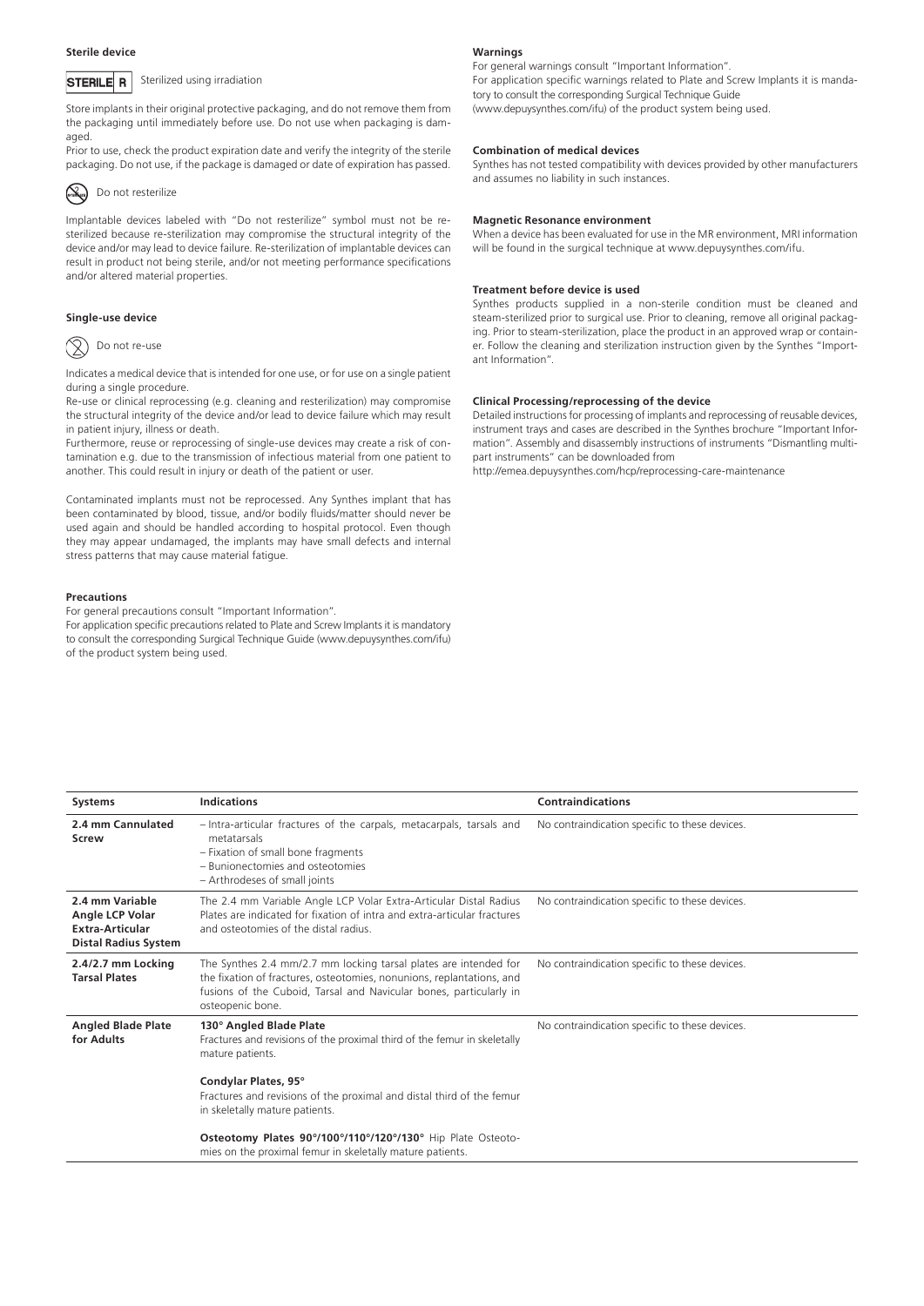**Sterile device**

STERILE R Sterilized using irradiation

Store implants in their original protective packaging, and do not remove them from the packaging until immediately before use. Do not use when packaging is damaged.

Prior to use, check the product expiration date and verify the integrity of the sterile packaging. Do not use, if the package is damaged or date of expiration has passed.

Do not resterilize

Implantable devices labeled with "Do not resterilize" symbol must not be re-sterilized because re-sterilization may compromise the structural integrity of the device and/or may lead to device failure. Re-sterilization of implantable devices can result in product not being sterile, and/or not meeting performance specifications and/or altered material properties.

**Single-use device**

Do not re-use

Indicates a medical device that is intended for one use, or for use on a single patient during a single procedure.

Re-use or clinical reprocessing (e.g. cleaning and resterilization) may compromise the structural integrity of the device and/or lead to device failure which may result in patient injury, illness or death.

Furthermore, reuse or reprocessing of single-use devices may create a risk of contamination e.g. due to the transmission of infectious material from one patient to another. This could result in injury or death of the patient or user.

Contaminated implants must not be reprocessed. Any Synthes implant that has been contaminated by blood, tissue, and/or bodily fluids/matter should never be used again and should be handled according to hospital protocol. Even though they may appear undamaged, the implants may have small defects and internal stress patterns that may cause material fatigue.

**Precautions**

For general precautions consult "Important Information".

For application specific precautions related to Plate and Screw Implants it is mandatory to consult the corresponding Surgical Technique Guide (www.depuysynthes.com/ifu) of the product system being used.

**Warnings**

For general warnings consult "Important Information".

For application specific warnings related to Plate and Screw Implants it is mandatory to consult the corresponding Surgical Technique Guide (www.depuysynthes.com/ifu) of the product system being used.

**Combination of medical devices**

Synthes has not tested compatibility with devices provided by other manufacturers and assumes no liability in such instances.

**Magnetic Resonance environment**

When a device has been evaluated for use in the MR environment, MRI information will be found in the surgical technique at www.depuysynthes.com/ifu.

**Treatment before device is used**

Synthes products supplied in a non-sterile condition must be cleaned and steam-sterilized prior to surgical use. Prior to cleaning, remove all original packaging. Prior to steam-sterilization, place the product in an approved wrap or container. Follow the cleaning and sterilization instruction given by the Synthes "Important Information".

**Clinical Processing/reprocessing of the device**

Detailed instructions for processing of implants and reprocessing of reusable devices, instrument trays and cases are described in the Synthes brochure "Important Information". Assembly and disassembly instructions of instruments "Dismantling multipart instruments" can be downloaded from

http://emea.depuysynthes.com/hcp/reprocessing-care-maintenance

| Systems | Indications | Contraindications |
|---|---|---|
| **2.4 mm Cannulated Screw** | – Intra-articular fractures of the carpals, metacarpals, tarsals and metatarsals<br>– Fixation of small bone fragments<br>– Bunionectomies and osteotomies<br>– Arthrodeses of small joints | No contraindication specific to these devices. |
| **2.4 mm Variable Angle LCP Volar Extra-Articular Distal Radius System** | The 2.4 mm Variable Angle LCP Volar Extra-Articular Distal Radius Plates are indicated for fixation of intra and extra-articular fractures and osteotomies of the distal radius. | No contraindication specific to these devices. |
| **2.4/2.7 mm Locking Tarsal Plates** | The Synthes 2.4 mm/2.7 mm locking tarsal plates are intended for the fixation of fractures, osteotomies, nonunions, replantations, and fusions of the Cuboid, Tarsal and Navicular bones, particularly in osteopenic bone. | No contraindication specific to these devices. |
| **Angled Blade Plate for Adults** | **130° Angled Blade Plate**<br>Fractures and revisions of the proximal third of the femur in skeletally mature patients.<br><br>**Condylar Plates, 95°**<br>Fractures and revisions of the proximal and distal third of the femur in skeletally mature patients.<br><br>**Osteotomy Plates 90°/100°/110°/120°/130°** Hip Plate Osteotomies on the proximal femur in skeletally mature patients. | No contraindication specific to these devices. |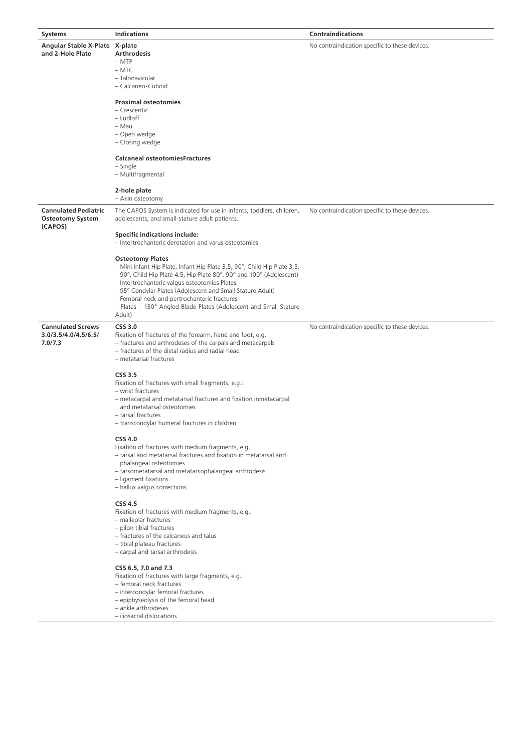| Systems | Indications | Contraindications |
|---|---|---|
| **Angular Stable X-Plate and 2-Hole Plate** | **X-plate**<br>**Arthrodesis**<br>– MTP<br>– MTC<br>– Talonavicular<br>– Calcaneo-Cuboid<br><br>**Proximal osteotomies**<br>– Crescentic<br>– Ludloff<br>– Mau<br>– Open wedge<br>– Closing wedge<br><br>**Calcaneal osteotomiesFractures**<br>– Single<br>– Multifragmental<br><br>**2-hole plate**<br>– Akin osteotomy | No contraindication specific to these devices. |
| **Cannulated Pediatric Osteotomy System (CAPOS)** | The CAPOS System is indicated for use in infants, toddlers, children, adolescents, and small-stature adult patients.<br><br>**Specific indications include:**<br>– Intertrochanteric derotation and varus osteotomies<br><br>**Osteotomy Plates**<br>– Mini Infant Hip Plate, Infant Hip Plate 3.5, 90°, Child Hip Plate 3.5, 90°, Child Hip Plate 4.5, Hip Plate 80°, 90° and 100° (Adolescent)<br>– Intertrochanteric valgus osteotomies Plates<br>– 95° Condylar Plates (Adolescent and Small Stature Adult)<br>– Femoral neck and pertrochanteric fractures<br>– Plates – 130° Angled Blade Plates (Adolescent and Small Stature Adult) | No contraindication specific to these devices. |
| **Cannulated Screws 3.0/3.5/4.0/4.5/6.5/7.0/7.3** | **CSS 3.0**<br>Fixation of fractures of the forearm, hand and foot, e.g.:<br>– fractures and arthrodeses of the carpals and metacarpals<br>– fractures of the distal radius and radial head<br>– metatarsal fractures<br><br>**CSS 3.5**<br>Fixation of fractures with small fragments, e.g.:<br>– wrist fractures<br>– metacarpal and metatarsal fractures and fixation inmetacarpal and metatarsal osteotomies<br>– tarsal fractures<br>– transcondylar humeral fractures in children<br><br>**CSS 4.0**<br>Fixation of fractures with medium fragments, e.g.:<br>– tarsal and metatarsal fractures and fixation in metatarsal and phalangeal osteotomies<br>– tarsometatarsal and metatarsophalangeal arthrodesis<br>– ligament fixations<br>– hallux valgus corrections<br><br>**CSS 4.5**<br>Fixation of fractures with medium fragments, e.g.:<br>– malleolar fractures<br>– pilon tibial fractures<br>– fractures of the calcaneus and talus<br>– tibial plateau fractures<br>– carpal and tarsal arthrodesis<br><br>**CSS 6.5, 7.0 and 7.3**<br>Fixation of fractures with large fragments, e.g.:<br>– femoral neck fractures<br>– intercondylar femoral fractures<br>– epiphyseolysis of the femoral head<br>– ankle arthrodeses<br>– iliosacral dislocations | No contraindication specific to these devices. |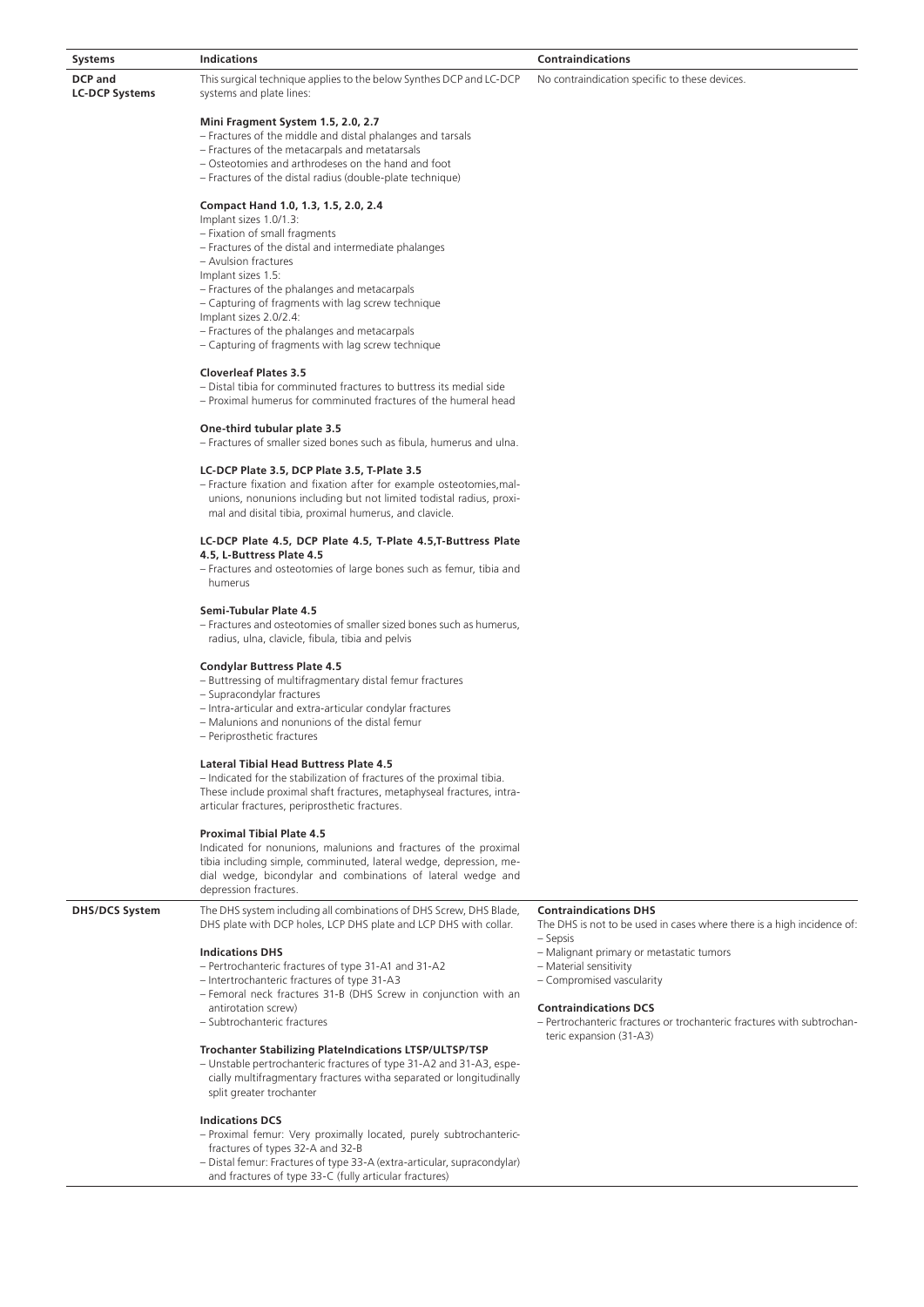| Systems | Indications | Contraindications |
| --- | --- | --- |
| **DCP and LC-DCP Systems** | This surgical technique applies to the below Synthes DCP and LC-DCP systems and plate lines:<br><br>**Mini Fragment System 1.5, 2.0, 2.7**<br>– Fractures of the middle and distal phalanges and tarsals<br>– Fractures of the metacarpals and metatarsals<br>– Osteotomies and arthrodeses on the hand and foot<br>– Fractures of the distal radius (double-plate technique)<br><br>**Compact Hand 1.0, 1.3, 1.5, 2.0, 2.4**<br>Implant sizes 1.0/1.3:<br>– Fixation of small fragments<br>– Fractures of the distal and intermediate phalanges<br>– Avulsion fractures<br>Implant sizes 1.5:<br>– Fractures of the phalanges and metacarpals<br>– Capturing of fragments with lag screw technique<br>Implant sizes 2.0/2.4:<br>– Fractures of the phalanges and metacarpals<br>– Capturing of fragments with lag screw technique<br><br>**Cloverleaf Plates 3.5**<br>– Distal tibia for comminuted fractures to buttress its medial side<br>– Proximal humerus for comminuted fractures of the humeral head<br><br>**One-third tubular plate 3.5**<br>– Fractures of smaller sized bones such as fibula, humerus and ulna.<br><br>**LC-DCP Plate 3.5, DCP Plate 3.5, T-Plate 3.5**<br>– Fracture fixation and fixation after for example osteotomies,malunions, nonunions including but not limited todistal radius, proximal and disital tibia, proximal humerus, and clavicle.<br><br>**LC-DCP Plate 4.5, DCP Plate 4.5, T-Plate 4.5,T-Buttress Plate 4.5, L-Buttress Plate 4.5**<br>– Fractures and osteotomies of large bones such as femur, tibia and humerus<br><br>**Semi-Tubular Plate 4.5**<br>– Fractures and osteotomies of smaller sized bones such as humerus, radius, ulna, clavicle, fibula, tibia and pelvis<br><br>**Condylar Buttress Plate 4.5**<br>– Buttressing of multifragmentary distal femur fractures<br>– Supracondylar fractures<br>– Intra-articular and extra-articular condylar fractures<br>– Malunions and nonunions of the distal femur<br>– Periprosthetic fractures<br><br>**Lateral Tibial Head Buttress Plate 4.5**<br>– Indicated for the stabilization of fractures of the proximal tibia. These include proximal shaft fractures, metaphyseal fractures, intra-articular fractures, periprosthetic fractures.<br><br>**Proximal Tibial Plate 4.5**<br>Indicated for nonunions, malunions and fractures of the proximal tibia including simple, comminuted, lateral wedge, depression, medial wedge, bicondylar and combinations of lateral wedge and depression fractures. | No contraindication specific to these devices. |
| **DHS/DCS System** | The DHS system including all combinations of DHS Screw, DHS Blade, DHS plate with DCP holes, LCP DHS plate and LCP DHS with collar.<br><br>**Indications DHS**<br>– Pertrochanteric fractures of type 31-A1 and 31-A2<br>– Intertrochanteric fractures of type 31-A3<br>– Femoral neck fractures 31-B (DHS Screw in conjunction with an antirotation screw)<br>– Subtrochanteric fractures<br><br>**Trochanter Stabilizing PlateIndications LTSP/ULTSP/TSP**<br>– Unstable pertrochanteric fractures of type 31-A2 and 31-A3, especially multifragmentary fractures witha separated or longitudinally split greater trochanter<br><br>**Indications DCS**<br>– Proximal femur: Very proximally located, purely subtrochanteric-fractures of types 32-A and 32-B<br>– Distal femur: Fractures of type 33-A (extra-articular, supracondylar) and fractures of type 33-C (fully articular fractures) | **Contraindications DHS**<br>The DHS is not to be used in cases where there is a high incidence of:<br>– Sepsis<br>– Malignant primary or metastatic tumors<br>– Material sensitivity<br>– Compromised vascularity<br><br>**Contraindications DCS**<br>– Pertrochanteric fractures or trochanteric fractures with subtrochanteric expansion (31-A3) |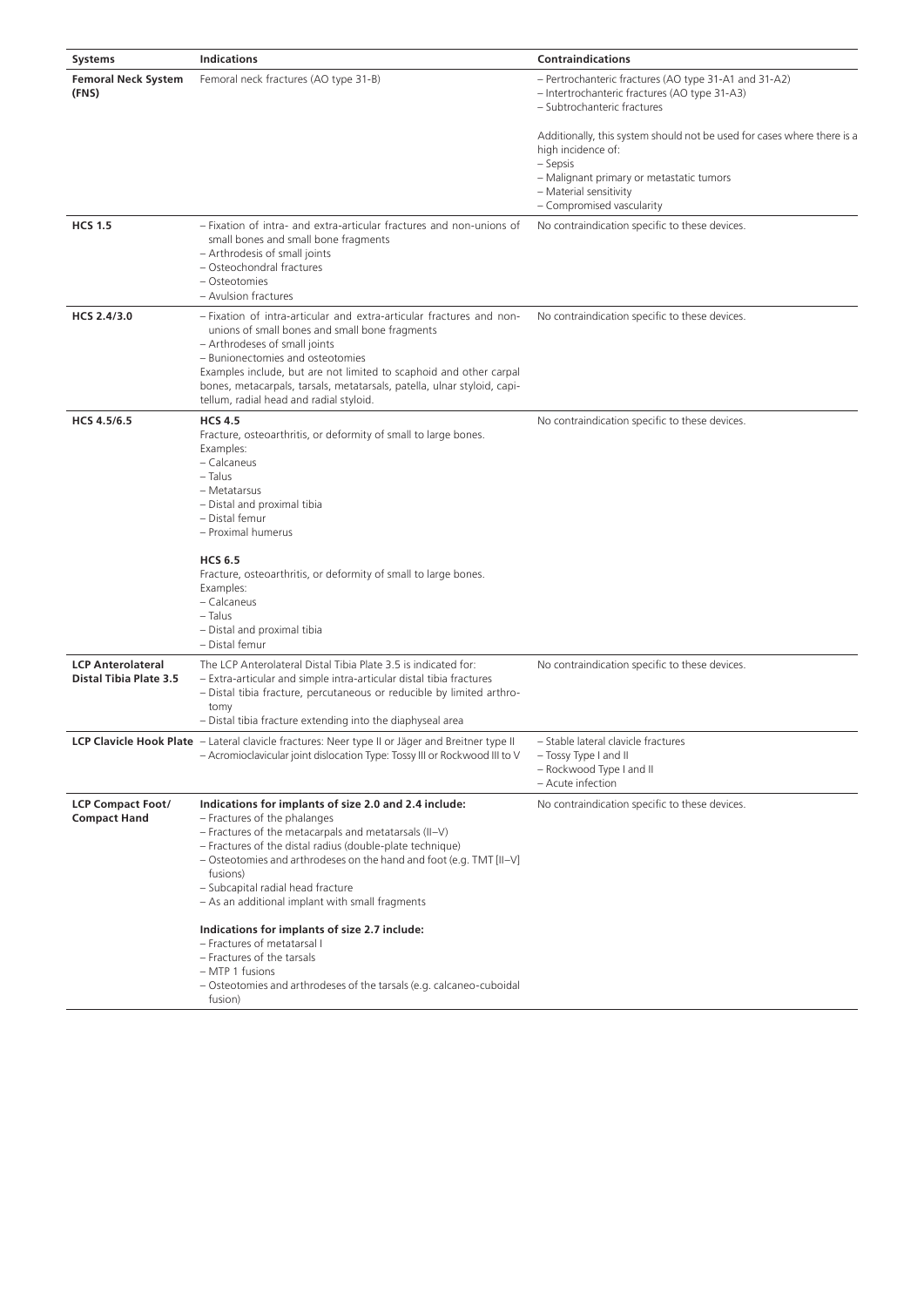| Systems | Indications | Contraindications |
|---|---|---|
| **Femoral Neck System (FNS)** | Femoral neck fractures (AO type 31-B) | – Pertrochanteric fractures (AO type 31-A1 and 31-A2)<br>– Intertrochanteric fractures (AO type 31-A3)<br>– Subtrochanteric fractures<br><br>Additionally, this system should not be used for cases where there is a high incidence of:<br>– Sepsis<br>– Malignant primary or metastatic tumors<br>– Material sensitivity<br>– Compromised vascularity |
| **HCS 1.5** | – Fixation of intra- and extra-articular fractures and non-unions of small bones and small bone fragments<br>– Arthrodesis of small joints<br>– Osteochondral fractures<br>– Osteotomies<br>– Avulsion fractures | No contraindication specific to these devices. |
| **HCS 2.4/3.0** | – Fixation of intra-articular and extra-articular fractures and non-unions of small bones and small bone fragments<br>– Arthrodeses of small joints<br>– Bunionectomies and osteotomies<br>Examples include, but are not limited to scaphoid and other carpal bones, metacarpals, tarsals, metatarsals, patella, ulnar styloid, capitellum, radial head and radial styloid. | No contraindication specific to these devices. |
| **HCS 4.5/6.5** | **HCS 4.5**<br>Fracture, osteoarthritis, or deformity of small to large bones.<br>Examples:<br>– Calcaneus<br>– Talus<br>– Metatarsus<br>– Distal and proximal tibia<br>– Distal femur<br>– Proximal humerus<br><br>**HCS 6.5**<br>Fracture, osteoarthritis, or deformity of small to large bones.<br>Examples:<br>– Calcaneus<br>– Talus<br>– Distal and proximal tibia<br>– Distal femur | No contraindication specific to these devices. |
| **LCP Anterolateral Distal Tibia Plate 3.5** | The LCP Anterolateral Distal Tibia Plate 3.5 is indicated for:<br>– Extra-articular and simple intra-articular distal tibia fractures<br>– Distal tibia fracture, percutaneous or reducible by limited arthrotomy<br>– Distal tibia fracture extending into the diaphyseal area | No contraindication specific to these devices. |
| **LCP Clavicle Hook Plate** | – Lateral clavicle fractures: Neer type II or Jäger and Breitner type II<br>– Acromioclavicular joint dislocation Type: Tossy III or Rockwood III to V | – Stable lateral clavicle fractures<br>– Tossy Type I and II<br>– Rockwood Type I and II<br>– Acute infection |
| **LCP Compact Foot/ Compact Hand** | **Indications for implants of size 2.0 and 2.4 include:**<br>– Fractures of the phalanges<br>– Fractures of the metacarpals and metatarsals (II–V)<br>– Fractures of the distal radius (double-plate technique)<br>– Osteotomies and arthrodeses on the hand and foot (e.g. TMT [II–V] fusions)<br>– Subcapital radial head fracture<br>– As an additional implant with small fragments<br><br>**Indications for implants of size 2.7 include:**<br>– Fractures of metatarsal I<br>– Fractures of the tarsals<br>– MTP 1 fusions<br>– Osteotomies and arthrodeses of the tarsals (e.g. calcaneo-cuboidal fusion) | No contraindication specific to these devices. |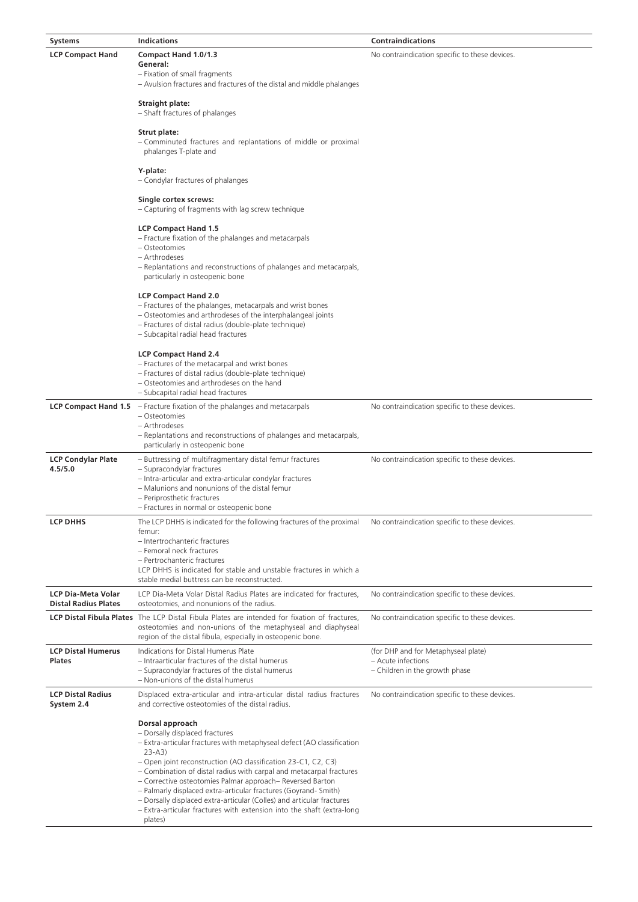| Systems | Indications | Contraindications |
|---|---|---|
| **LCP Compact Hand** | **Compact Hand 1.0/1.3**<br>**General:**<br>– Fixation of small fragments<br>– Avulsion fractures and fractures of the distal and middle phalanges<br><br>**Straight plate:**<br>– Shaft fractures of phalanges<br><br>**Strut plate:**<br>– Comminuted fractures and replantations of middle or proximal phalanges T-plate and<br><br>**Y-plate:**<br>– Condylar fractures of phalanges<br><br>**Single cortex screws:**<br>– Capturing of fragments with lag screw technique<br><br>**LCP Compact Hand 1.5**<br>– Fracture fixation of the phalanges and metacarpals<br>– Osteotomies<br>– Arthrodeses<br>– Replantations and reconstructions of phalanges and metacarpals, particularly in osteopenic bone<br><br>**LCP Compact Hand 2.0**<br>– Fractures of the phalanges, metacarpals and wrist bones<br>– Osteotomies and arthrodeses of the interphalangeal joints<br>– Fractures of distal radius (double-plate technique)<br>– Subcapital radial head fractures<br><br>**LCP Compact Hand 2.4**<br>– Fractures of the metacarpal and wrist bones<br>– Fractures of distal radius (double-plate technique)<br>– Osteotomies and arthrodeses on the hand<br>– Subcapital radial head fractures | No contraindication specific to these devices. |
| **LCP Compact Hand 1.5** | – Fracture fixation of the phalanges and metacarpals<br>– Osteotomies<br>– Arthrodeses<br>– Replantations and reconstructions of phalanges and metacarpals, particularly in osteopenic bone | No contraindication specific to these devices. |
| **LCP Condylar Plate 4.5/5.0** | – Buttressing of multifragmentary distal femur fractures<br>– Supracondylar fractures<br>– Intra-articular and extra-articular condylar fractures<br>– Malunions and nonunions of the distal femur<br>– Periprosthetic fractures<br>– Fractures in normal or osteopenic bone | No contraindication specific to these devices. |
| **LCP DHHS** | The LCP DHHS is indicated for the following fractures of the proximal femur:<br>– Intertrochanteric fractures<br>– Femoral neck fractures<br>– Pertrochanteric fractures<br>LCP DHHS is indicated for stable and unstable fractures in which a stable medial buttress can be reconstructed. | No contraindication specific to these devices. |
| **LCP Dia-Meta Volar Distal Radius Plates** | LCP Dia-Meta Volar Distal Radius Plates are indicated for fractures, osteotomies, and nonunions of the radius. | No contraindication specific to these devices. |
| **LCP Distal Fibula Plates** | The LCP Distal Fibula Plates are intended for fixation of fractures, osteotomies and non-unions of the metaphyseal and diaphyseal region of the distal fibula, especially in osteopenic bone. | No contraindication specific to these devices. |
| **LCP Distal Humerus Plates** | Indications for Distal Humerus Plate<br>– Intraarticular fractures of the distal humerus<br>– Supracondylar fractures of the distal humerus<br>– Non-unions of the distal humerus | (for DHP and for Metaphyseal plate)<br>– Acute infections<br>– Children in the growth phase |
| **LCP Distal Radius System 2.4** | Displaced extra-articular and intra-articular distal radius fractures and corrective osteotomies of the distal radius.<br><br>**Dorsal approach**<br>– Dorsally displaced fractures<br>– Extra-articular fractures with metaphyseal defect (AO classification 23-A3)<br>– Open joint reconstruction (AO classification 23-C1, C2, C3)<br>– Combination of distal radius with carpal and metacarpal fractures<br>– Corrective osteotomies Palmar approach– Reversed Barton<br>– Palmarly displaced extra-articular fractures (Goyrand- Smith)<br>– Dorsally displaced extra-articular (Colles) and articular fractures<br>– Extra-articular fractures with extension into the shaft (extra-long plates) | No contraindication specific to these devices. |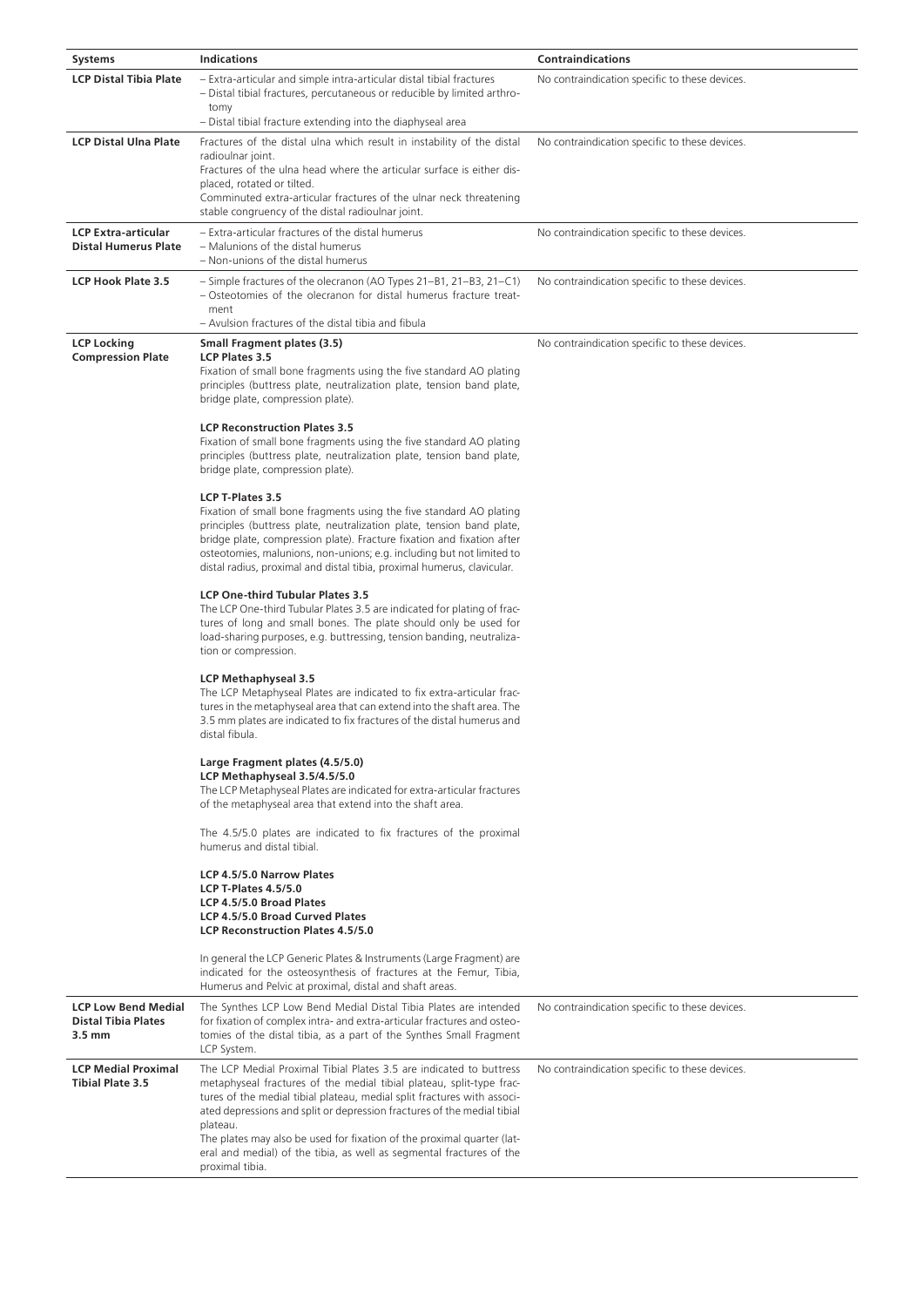| Systems | Indications | Contraindications |
|---|---|---|
| **LCP Distal Tibia Plate** | – Extra-articular and simple intra-articular distal tibial fractures<br>– Distal tibial fractures, percutaneous or reducible by limited arthrotomy<br>– Distal tibial fracture extending into the diaphyseal area | No contraindication specific to these devices. |
| **LCP Distal Ulna Plate** | Fractures of the distal ulna which result in instability of the distal radioulnar joint.<br>Fractures of the ulna head where the articular surface is either displaced, rotated or tilted.<br>Comminuted extra-articular fractures of the ulnar neck threatening stable congruency of the distal radioulnar joint. | No contraindication specific to these devices. |
| **LCP Extra-articular Distal Humerus Plate** | – Extra-articular fractures of the distal humerus<br>– Malunions of the distal humerus<br>– Non-unions of the distal humerus | No contraindication specific to these devices. |
| **LCP Hook Plate 3.5** | – Simple fractures of the olecranon (AO Types 21–B1, 21–B3, 21–C1)<br>– Osteotomies of the olecranon for distal humerus fracture treatment<br>– Avulsion fractures of the distal tibia and fibula | No contraindication specific to these devices. |
| **LCP Locking Compression Plate** | **Small Fragment plates (3.5)**<br>**LCP Plates 3.5**<br>Fixation of small bone fragments using the five standard AO plating principles (buttress plate, neutralization plate, tension band plate, bridge plate, compression plate).<br><br>**LCP Reconstruction Plates 3.5**<br>Fixation of small bone fragments using the five standard AO plating principles (buttress plate, neutralization plate, tension band plate, bridge plate, compression plate).<br><br>**LCP T-Plates 3.5**<br>Fixation of small bone fragments using the five standard AO plating principles (buttress plate, neutralization plate, tension band plate, bridge plate, compression plate). Fracture fixation and fixation after osteotomies, malunions, non-unions; e.g. including but not limited to distal radius, proximal and distal tibia, proximal humerus, clavicular.<br><br>**LCP One-third Tubular Plates 3.5**<br>The LCP One-third Tubular Plates 3.5 are indicated for plating of fractures of long and small bones. The plate should only be used for load-sharing purposes, e.g. buttressing, tension banding, neutralization or compression.<br><br>**LCP Methaphyseal 3.5**<br>The LCP Metaphyseal Plates are indicated to fix extra-articular fractures in the metaphyseal area that can extend into the shaft area. The 3.5 mm plates are indicated to fix fractures of the distal humerus and distal fibula.<br><br>**Large Fragment plates (4.5/5.0)**<br>**LCP Methaphyseal 3.5/4.5/5.0**<br>The LCP Metaphyseal Plates are indicated for extra-articular fractures of the metaphyseal area that extend into the shaft area.<br><br>The 4.5/5.0 plates are indicated to fix fractures of the proximal humerus and distal tibial.<br><br>**LCP 4.5/5.0 Narrow Plates**<br>**LCP T-Plates 4.5/5.0**<br>**LCP 4.5/5.0 Broad Plates**<br>**LCP 4.5/5.0 Broad Curved Plates**<br>**LCP Reconstruction Plates 4.5/5.0**<br><br>In general the LCP Generic Plates & Instruments (Large Fragment) are indicated for the osteosynthesis of fractures at the Femur, Tibia, Humerus and Pelvic at proximal, distal and shaft areas. | No contraindication specific to these devices. |
| **LCP Low Bend Medial Distal Tibia Plates 3.5 mm** | The Synthes LCP Low Bend Medial Distal Tibia Plates are intended for fixation of complex intra- and extra-articular fractures and osteotomies of the distal tibia, as a part of the Synthes Small Fragment LCP System. | No contraindication specific to these devices. |
| **LCP Medial Proximal Tibial Plate 3.5** | The LCP Medial Proximal Tibial Plates 3.5 are indicated to buttress metaphyseal fractures of the medial tibial plateau, split-type fractures of the medial tibial plateau, medial split fractures with associated depressions and split or depression fractures of the medial tibial plateau.<br>The plates may also be used for fixation of the proximal quarter (lateral and medial) of the tibia, as well as segmental fractures of the proximal tibia. | No contraindication specific to these devices. |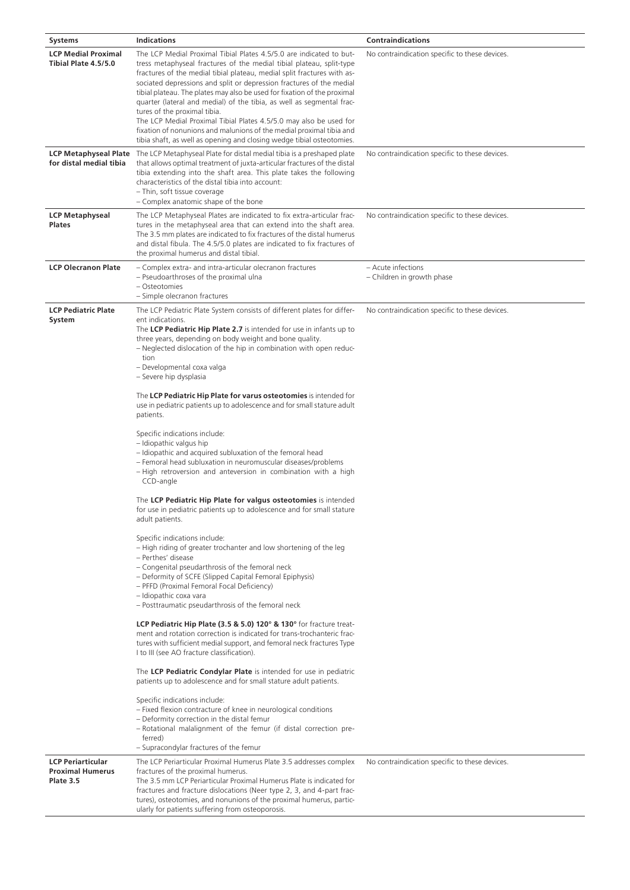| Systems | Indications | Contraindications |
|---|---|---|
| **LCP Medial Proximal Tibial Plate 4.5/5.0** | The LCP Medial Proximal Tibial Plates 4.5/5.0 are indicated to buttress metaphyseal fractures of the medial tibial plateau, split-type fractures of the medial tibial plateau, medial split fractures with associated depressions and split or depression fractures of the medial tibial plateau. The plates may also be used for fixation of the proximal quarter (lateral and medial) of the tibia, as well as segmental fractures of the proximal tibia.<br>The LCP Medial Proximal Tibial Plates 4.5/5.0 may also be used for fixation of nonunions and malunions of the medial proximal tibia and tibia shaft, as well as opening and closing wedge tibial osteotomies. | No contraindication specific to these devices. |
| **LCP Metaphyseal Plate for distal medial tibia** | The LCP Metaphyseal Plate for distal medial tibia is a preshaped plate that allows optimal treatment of juxta-articular fractures of the distal tibia extending into the shaft area. This plate takes the following characteristics of the distal tibia into account:<br>– Thin, soft tissue coverage<br>– Complex anatomic shape of the bone | No contraindication specific to these devices. |
| **LCP Metaphyseal Plates** | The LCP Metaphyseal Plates are indicated to fix extra-articular fractures in the metaphyseal area that can extend into the shaft area. The 3.5 mm plates are indicated to fix fractures of the distal humerus and distal fibula. The 4.5/5.0 plates are indicated to fix fractures of the proximal humerus and distal tibial. | No contraindication specific to these devices. |
| **LCP Olecranon Plate** | – Complex extra- and intra-articular olecranon fractures<br>– Pseudoarthroses of the proximal ulna<br>– Osteotomies<br>– Simple olecranon fractures | – Acute infections<br>– Children in growth phase |
| **LCP Pediatric Plate System** | The LCP Pediatric Plate System consists of different plates for different indications.<br>The **LCP Pediatric Hip Plate 2.7** is intended for use in infants up to three years, depending on body weight and bone quality.<br>– Neglected dislocation of the hip in combination with open reduction<br>– Developmental coxa valga<br>– Severe hip dysplasia<br><br>The **LCP Pediatric Hip Plate for varus osteotomies** is intended for use in pediatric patients up to adolescence and for small stature adult patients.<br><br>Specific indications include:<br>– Idiopathic valgus hip<br>– Idiopathic and acquired subluxation of the femoral head<br>– Femoral head subluxation in neuromuscular diseases/problems<br>– High retroversion and anteversion in combination with a high CCD-angle<br><br>The **LCP Pediatric Hip Plate for valgus osteotomies** is intended for use in pediatric patients up to adolescence and for small stature adult patients.<br><br>Specific indications include:<br>– High riding of greater trochanter and low shortening of the leg<br>– Perthes' disease<br>– Congenital pseudarthrosis of the femoral neck<br>– Deformity of SCFE (Slipped Capital Femoral Epiphysis)<br>– PFFD (Proximal Femoral Focal Deficiency)<br>– Idiopathic coxa vara<br>– Posttraumatic pseudarthrosis of the femoral neck<br><br>**LCP Pediatric Hip Plate (3.5 & 5.0) 120° & 130°** for fracture treatment and rotation correction is indicated for trans-trochanteric fractures with sufficient medial support, and femoral neck fractures Type I to III (see AO fracture classification).<br><br>The **LCP Pediatric Condylar Plate** is intended for use in pediatric patients up to adolescence and for small stature adult patients.<br><br>Specific indications include:<br>– Fixed flexion contracture of knee in neurological conditions<br>– Deformity correction in the distal femur<br>– Rotational malalignment of the femur (if distal correction preferred)<br>– Supracondylar fractures of the femur | No contraindication specific to these devices. |
| **LCP Periarticular Proximal Humerus Plate 3.5** | The LCP Periarticular Proximal Humerus Plate 3.5 addresses complex fractures of the proximal humerus.<br>The 3.5 mm LCP Periarticular Proximal Humerus Plate is indicated for fractures and fracture dislocations (Neer type 2, 3, and 4-part fractures), osteotomies, and nonunions of the proximal humerus, particularly for patients suffering from osteoporosis. | No contraindication specific to these devices. |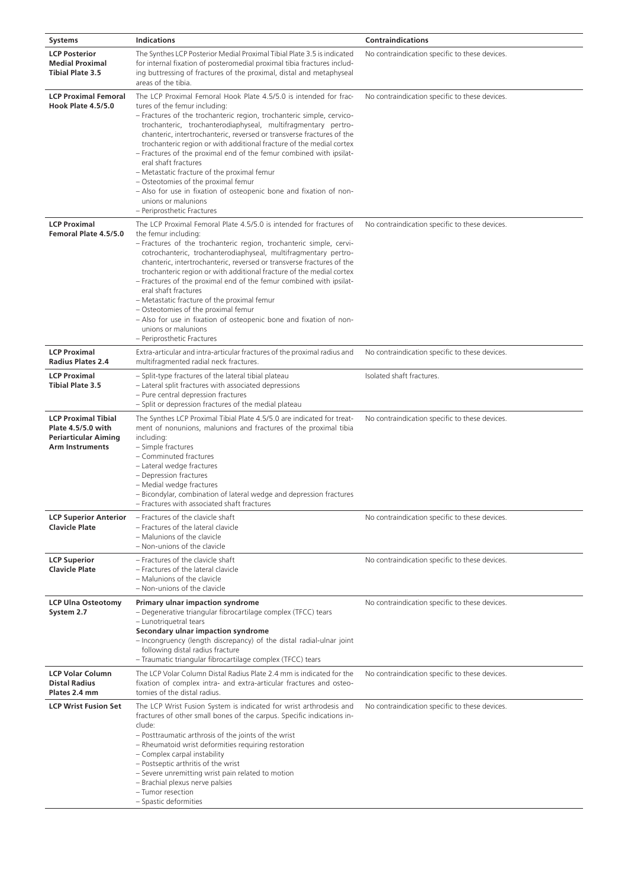| Systems | Indications | Contraindications |
|---|---|---|
| **LCP Posterior Medial Proximal Tibial Plate 3.5** | The Synthes LCP Posterior Medial Proximal Tibial Plate 3.5 is indicated for internal fixation of posteromedial proximal tibia fractures including buttressing of fractures of the proximal, distal and metaphyseal areas of the tibia. | No contraindication specific to these devices. |
| **LCP Proximal Femoral Hook Plate 4.5/5.0** | The LCP Proximal Femoral Hook Plate 4.5/5.0 is intended for fractures of the femur including:<br>– Fractures of the trochanteric region, trochanteric simple, cervicotrochanteric, trochanterodiaphyseal, multifragmentary pertrochanteric, intertrochanteric, reversed or transverse fractures of the trochanteric region or with additional fracture of the medial cortex<br>– Fractures of the proximal end of the femur combined with ipsilateral shaft fractures<br>– Metastatic fracture of the proximal femur<br>– Osteotomies of the proximal femur<br>– Also for use in fixation of osteopenic bone and fixation of nonunions or malunions<br>– Periprosthetic Fractures | No contraindication specific to these devices. |
| **LCP Proximal Femoral Plate 4.5/5.0** | The LCP Proximal Femoral Plate 4.5/5.0 is intended for fractures of the femur including:<br>– Fractures of the trochanteric region, trochanteric simple, cervicotrochanteric, trochanterodiaphyseal, multifragmentary pertrochanteric, intertrochanteric, reversed or transverse fractures of the trochanteric region or with additional fracture of the medial cortex<br>– Fractures of the proximal end of the femur combined with ipsilateral shaft fractures<br>– Metastatic fracture of the proximal femur<br>– Osteotomies of the proximal femur<br>– Also for use in fixation of osteopenic bone and fixation of nonunions or malunions<br>– Periprosthetic Fractures | No contraindication specific to these devices. |
| **LCP Proximal Radius Plates 2.4** | Extra-articular and intra-articular fractures of the proximal radius and multifragmented radial neck fractures. | No contraindication specific to these devices. |
| **LCP Proximal Tibial Plate 3.5** | – Split-type fractures of the lateral tibial plateau<br>– Lateral split fractures with associated depressions<br>– Pure central depression fractures<br>– Split or depression fractures of the medial plateau | Isolated shaft fractures. |
| **LCP Proximal Tibial Plate 4.5/5.0 with Periarticular Aiming Arm Instruments** | The Synthes LCP Proximal Tibial Plate 4.5/5.0 are indicated for treatment of nonunions, malunions and fractures of the proximal tibia including:<br>– Simple fractures<br>– Comminuted fractures<br>– Lateral wedge fractures<br>– Depression fractures<br>– Medial wedge fractures<br>– Bicondylar, combination of lateral wedge and depression fractures<br>– Fractures with associated shaft fractures | No contraindication specific to these devices. |
| **LCP Superior Anterior Clavicle Plate** | – Fractures of the clavicle shaft<br>– Fractures of the lateral clavicle<br>– Malunions of the clavicle<br>– Non-unions of the clavicle | No contraindication specific to these devices. |
| **LCP Superior Clavicle Plate** | – Fractures of the clavicle shaft<br>– Fractures of the lateral clavicle<br>– Malunions of the clavicle<br>– Non-unions of the clavicle | No contraindication specific to these devices. |
| **LCP Ulna Osteotomy System 2.7** | **Primary ulnar impaction syndrome**<br>– Degenerative triangular fibrocartilage complex (TFCC) tears<br>– Lunotriquetral tears<br>**Secondary ulnar impaction syndrome**<br>– Incongruency (length discrepancy) of the distal radial-ulnar joint following distal radius fracture<br>– Traumatic triangular fibrocartilage complex (TFCC) tears | No contraindication specific to these devices. |
| **LCP Volar Column Distal Radius Plates 2.4 mm** | The LCP Volar Column Distal Radius Plate 2.4 mm is indicated for the fixation of complex intra- and extra-articular fractures and osteotomies of the distal radius. | No contraindication specific to these devices. |
| **LCP Wrist Fusion Set** | The LCP Wrist Fusion System is indicated for wrist arthrodesis and fractures of other small bones of the carpus. Specific indications include:<br>– Posttraumatic arthrosis of the joints of the wrist<br>– Rheumatoid wrist deformities requiring restoration<br>– Complex carpal instability<br>– Postseptic arthritis of the wrist<br>– Severe unremitting wrist pain related to motion<br>– Brachial plexus nerve palsies<br>– Tumor resection<br>– Spastic deformities | No contraindication specific to these devices. |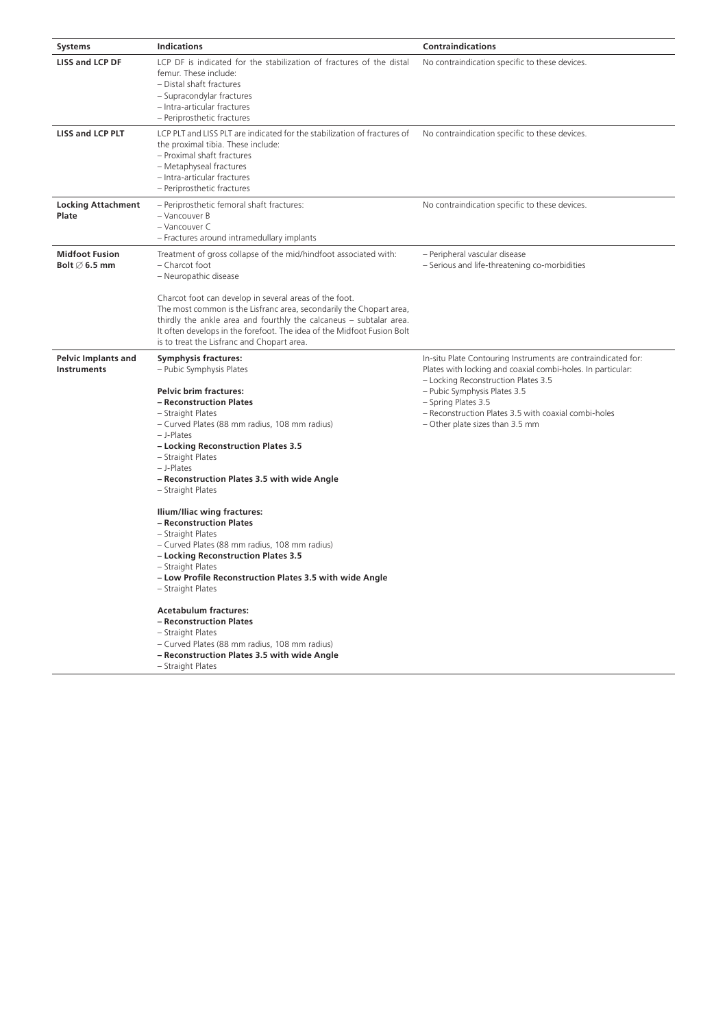| Systems | Indications | Contraindications |
|---|---|---|
| **LISS and LCP DF** | LCP DF is indicated for the stabilization of fractures of the distal femur. These include:<br>– Distal shaft fractures<br>– Supracondylar fractures<br>– Intra-articular fractures<br>– Periprosthetic fractures | No contraindication specific to these devices. |
| **LISS and LCP PLT** | LCP PLT and LISS PLT are indicated for the stabilization of fractures of the proximal tibia. These include:<br>– Proximal shaft fractures<br>– Metaphyseal fractures<br>– Intra-articular fractures<br>– Periprosthetic fractures | No contraindication specific to these devices. |
| **Locking Attachment Plate** | – Periprosthetic femoral shaft fractures:<br>– Vancouver B<br>– Vancouver C<br>– Fractures around intramedullary implants | No contraindication specific to these devices. |
| **Midfoot Fusion Bolt ∅ 6.5 mm** | Treatment of gross collapse of the mid/hindfoot associated with:<br>– Charcot foot<br>– Neuropathic disease<br><br>Charcot foot can develop in several areas of the foot. The most common is the Lisfranc area, secondarily the Chopart area, thirdly the ankle area and fourthly the calcaneus – subtalar area. It often develops in the forefoot. The idea of the Midfoot Fusion Bolt is to treat the Lisfranc and Chopart area. | – Peripheral vascular disease<br>– Serious and life-threatening co-morbidities |
| **Pelvic Implants and Instruments** | **Symphysis fractures:**<br>– Pubic Symphysis Plates<br><br>**Pelvic brim fractures:**<br>**– Reconstruction Plates**<br>– Straight Plates<br>– Curved Plates (88 mm radius, 108 mm radius)<br>– J-Plates<br>**– Locking Reconstruction Plates 3.5**<br>– Straight Plates<br>– J-Plates<br>**– Reconstruction Plates 3.5 with wide Angle**<br>– Straight Plates<br><br>**Ilium/Iliac wing fractures:**<br>**– Reconstruction Plates**<br>– Straight Plates<br>– Curved Plates (88 mm radius, 108 mm radius)<br>**– Locking Reconstruction Plates 3.5**<br>– Straight Plates<br>**– Low Profile Reconstruction Plates 3.5 with wide Angle**<br>– Straight Plates<br><br>**Acetabulum fractures:**<br>**– Reconstruction Plates**<br>– Straight Plates<br>– Curved Plates (88 mm radius, 108 mm radius)<br>**– Reconstruction Plates 3.5 with wide Angle**<br>– Straight Plates | In-situ Plate Contouring Instruments are contraindicated for: Plates with locking and coaxial combi-holes. In particular:<br>– Locking Reconstruction Plates 3.5<br>– Pubic Symphysis Plates 3.5<br>– Spring Plates 3.5<br>– Reconstruction Plates 3.5 with coaxial combi-holes<br>– Other plate sizes than 3.5 mm |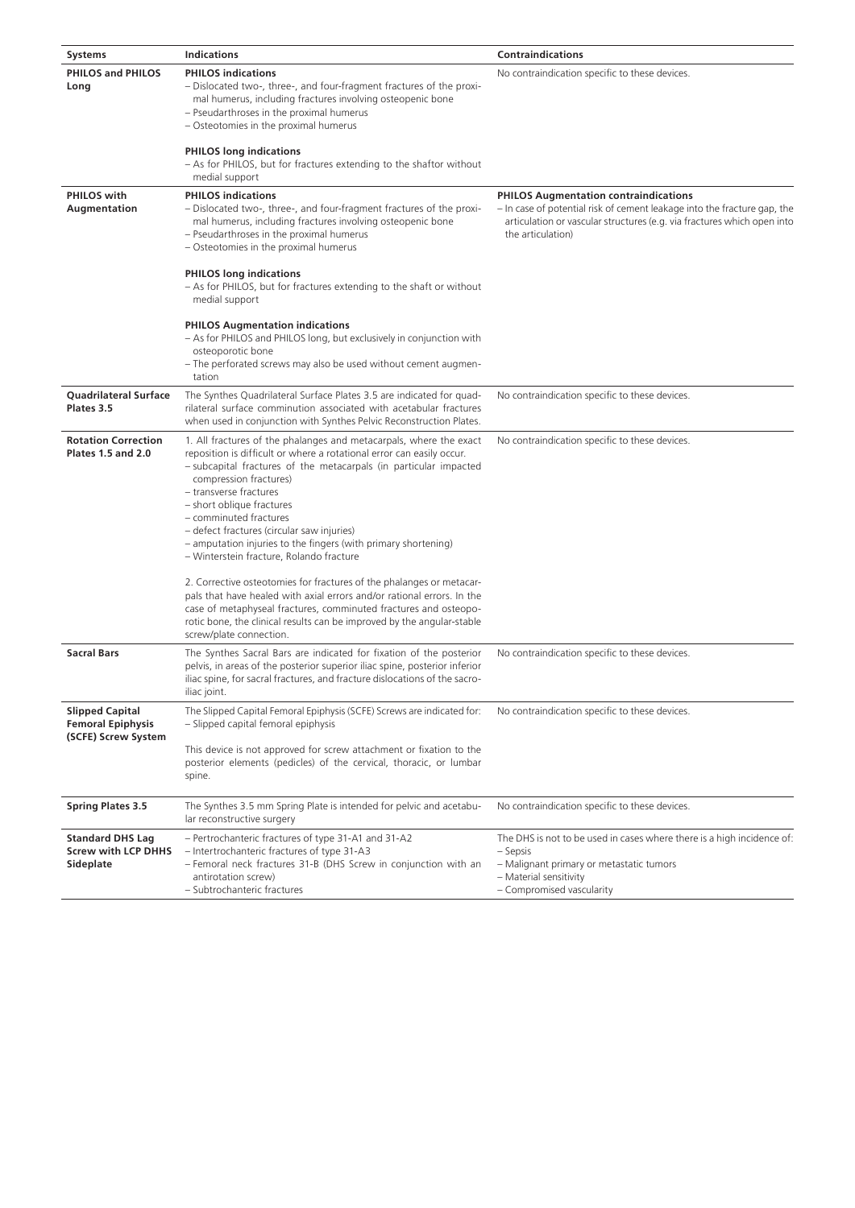| Systems | Indications | Contraindications |
|---|---|---|
| **PHILOS and PHILOS Long** | **PHILOS indications**<br>– Dislocated two-, three-, and four-fragment fractures of the proximal humerus, including fractures involving osteopenic bone<br>– Pseudarthroses in the proximal humerus<br>– Osteotomies in the proximal humerus<br><br>**PHILOS long indications**<br>– As for PHILOS, but for fractures extending to the shaftor without medial support | No contraindication specific to these devices. |
| **PHILOS with Augmentation** | **PHILOS indications**<br>– Dislocated two-, three-, and four-fragment fractures of the proximal humerus, including fractures involving osteopenic bone<br>– Pseudarthroses in the proximal humerus<br>– Osteotomies in the proximal humerus<br><br>**PHILOS long indications**<br>– As for PHILOS, but for fractures extending to the shaft or without medial support<br><br>**PHILOS Augmentation indications**<br>– As for PHILOS and PHILOS long, but exclusively in conjunction with osteoporotic bone<br>– The perforated screws may also be used without cement augmentation | **PHILOS Augmentation contraindications**<br>– In case of potential risk of cement leakage into the fracture gap, the articulation or vascular structures (e.g. via fractures which open into the articulation) |
| **Quadrilateral Surface Plates 3.5** | The Synthes Quadrilateral Surface Plates 3.5 are indicated for quadrilateral surface comminution associated with acetabular fractures when used in conjunction with Synthes Pelvic Reconstruction Plates. | No contraindication specific to these devices. |
| **Rotation Correction Plates 1.5 and 2.0** | 1. All fractures of the phalanges and metacarpals, where the exact reposition is difficult or where a rotational error can easily occur.<br>– subcapital fractures of the metacarpals (in particular impacted compression fractures)<br>– transverse fractures<br>– short oblique fractures<br>– comminuted fractures<br>– defect fractures (circular saw injuries)<br>– amputation injuries to the fingers (with primary shortening)<br>– Winterstein fracture, Rolando fracture<br><br>2. Corrective osteotomies for fractures of the phalanges or metacarpals that have healed with axial errors and/or rational errors. In the case of metaphyseal fractures, comminuted fractures and osteoporotic bone, the clinical results can be improved by the angular-stable screw/plate connection. | No contraindication specific to these devices. |
| **Sacral Bars** | The Synthes Sacral Bars are indicated for fixation of the posterior pelvis, in areas of the posterior superior iliac spine, posterior inferior iliac spine, for sacral fractures, and fracture dislocations of the sacroiliac joint. | No contraindication specific to these devices. |
| **Slipped Capital Femoral Epiphysis (SCFE) Screw System** | The Slipped Capital Femoral Epiphysis (SCFE) Screws are indicated for:<br>– Slipped capital femoral epiphysis<br><br>This device is not approved for screw attachment or fixation to the posterior elements (pedicles) of the cervical, thoracic, or lumbar spine. | No contraindication specific to these devices. |
| **Spring Plates 3.5** | The Synthes 3.5 mm Spring Plate is intended for pelvic and acetabular reconstructive surgery | No contraindication specific to these devices. |
| **Standard DHS Lag Screw with LCP DHHS Sideplate** | – Pertrochanteric fractures of type 31-A1 and 31-A2<br>– Intertrochanteric fractures of type 31-A3<br>– Femoral neck fractures 31-B (DHS Screw in conjunction with an antirotation screw)<br>– Subtrochanteric fractures | The DHS is not to be used in cases where there is a high incidence of:<br>– Sepsis<br>– Malignant primary or metastatic tumors<br>– Material sensitivity<br>– Compromised vascularity |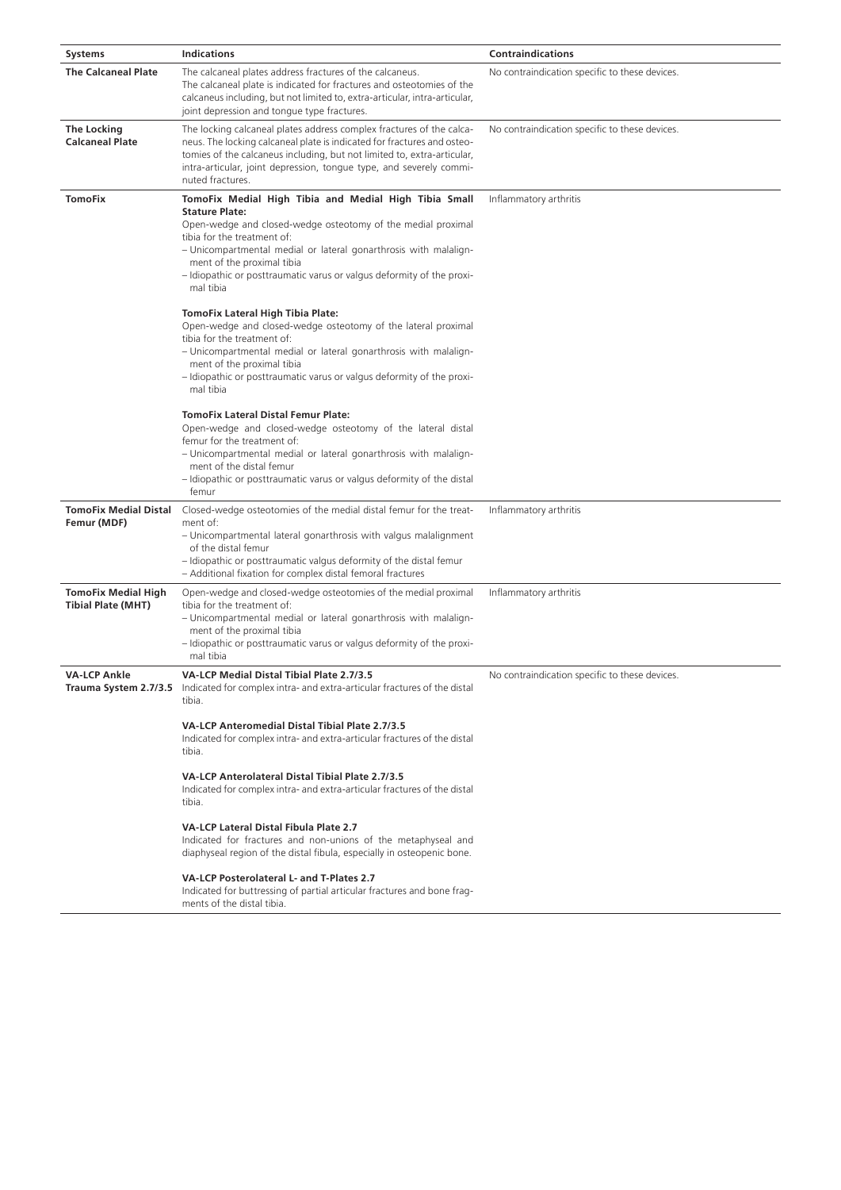| Systems | Indications | Contraindications |
|---|---|---|
| **The Calcaneal Plate** | The calcaneal plates address fractures of the calcaneus. The calcaneal plate is indicated for fractures and osteotomies of the calcaneus including, but not limited to, extra-articular, intra-articular, joint depression and tongue type fractures. | No contraindication specific to these devices. |
| **The Locking Calcaneal Plate** | The locking calcaneal plates address complex fractures of the calcaneus. The locking calcaneal plate is indicated for fractures and osteotomies of the calcaneus including, but not limited to, extra-articular, intra-articular, joint depression, tongue type, and severely comminuted fractures. | No contraindication specific to these devices. |
| **TomoFix** | **TomoFix Medial High Tibia and Medial High Tibia Small Stature Plate:**<br>Open-wedge and closed-wedge osteotomy of the medial proximal tibia for the treatment of:<br>– Unicompartmental medial or lateral gonarthrosis with malalignment of the proximal tibia<br>– Idiopathic or posttraumatic varus or valgus deformity of the proximal tibia<br><br>**TomoFix Lateral High Tibia Plate:**<br>Open-wedge and closed-wedge osteotomy of the lateral proximal tibia for the treatment of:<br>– Unicompartmental medial or lateral gonarthrosis with malalignment of the proximal tibia<br>– Idiopathic or posttraumatic varus or valgus deformity of the proximal tibia<br><br>**TomoFix Lateral Distal Femur Plate:**<br>Open-wedge and closed-wedge osteotomy of the lateral distal femur for the treatment of:<br>– Unicompartmental medial or lateral gonarthrosis with malalignment of the distal femur<br>– Idiopathic or posttraumatic varus or valgus deformity of the distal femur | Inflammatory arthritis |
| **TomoFix Medial Distal Femur (MDF)** | Closed-wedge osteotomies of the medial distal femur for the treatment of:<br>– Unicompartmental lateral gonarthrosis with valgus malalignment of the distal femur<br>– Idiopathic or posttraumatic valgus deformity of the distal femur<br>– Additional fixation for complex distal femoral fractures | Inflammatory arthritis |
| **TomoFix Medial High Tibial Plate (MHT)** | Open-wedge and closed-wedge osteotomies of the medial proximal tibia for the treatment of:<br>– Unicompartmental medial or lateral gonarthrosis with malalignment of the proximal tibia<br>– Idiopathic or posttraumatic varus or valgus deformity of the proximal tibia | Inflammatory arthritis |
| **VA-LCP Ankle Trauma System 2.7/3.5** | **VA-LCP Medial Distal Tibial Plate 2.7/3.5**<br>Indicated for complex intra- and extra-articular fractures of the distal tibia.<br><br>**VA-LCP Anteromedial Distal Tibial Plate 2.7/3.5**<br>Indicated for complex intra- and extra-articular fractures of the distal tibia.<br><br>**VA-LCP Anterolateral Distal Tibial Plate 2.7/3.5**<br>Indicated for complex intra- and extra-articular fractures of the distal tibia.<br><br>**VA-LCP Lateral Distal Fibula Plate 2.7**<br>Indicated for fractures and non-unions of the metaphyseal and diaphyseal region of the distal fibula, especially in osteopenic bone.<br><br>**VA-LCP Posterolateral L- and T-Plates 2.7**<br>Indicated for buttressing of partial articular fractures and bone fragments of the distal tibia. | No contraindication specific to these devices. |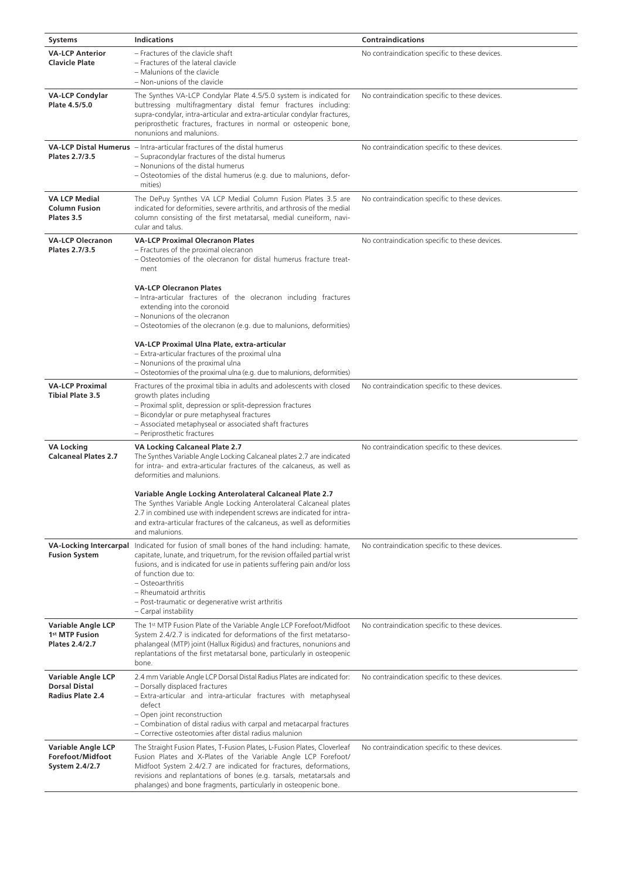| Systems | Indications | Contraindications |
|---|---|---|
| **VA-LCP Anterior Clavicle Plate** | – Fractures of the clavicle shaft<br>– Fractures of the lateral clavicle<br>– Malunions of the clavicle<br>– Non-unions of the clavicle | No contraindication specific to these devices. |
| **VA-LCP Condylar Plate 4.5/5.0** | The Synthes VA-LCP Condylar Plate 4.5/5.0 system is indicated for buttressing multifragmentary distal femur fractures including: supra-condylar, intra-articular and extra-articular condylar fractures, periprosthetic fractures, fractures in normal or osteopenic bone, nonunions and malunions. | No contraindication specific to these devices. |
| **VA-LCP Distal Humerus Plates 2.7/3.5** | – Intra-articular fractures of the distal humerus<br>– Supracondylar fractures of the distal humerus<br>– Nonunions of the distal humerus<br>– Osteotomies of the distal humerus (e.g. due to malunions, deformities) | No contraindication specific to these devices. |
| **VA LCP Medial Column Fusion Plates 3.5** | The DePuy Synthes VA LCP Medial Column Fusion Plates 3.5 are indicated for deformities, severe arthritis, and arthrosis of the medial column consisting of the first metatarsal, medial cuneiform, navicular and talus. | No contraindication specific to these devices. |
| **VA-LCP Olecranon Plates 2.7/3.5** | **VA-LCP Proximal Olecranon Plates**<br>– Fractures of the proximal olecranon<br>– Osteotomies of the olecranon for distal humerus fracture treatment<br><br>**VA-LCP Olecranon Plates**<br>– Intra-articular fractures of the olecranon including fractures extending into the coronoid<br>– Nonunions of the olecranon<br>– Osteotomies of the olecranon (e.g. due to malunions, deformities)<br><br>**VA-LCP Proximal Ulna Plate, extra-articular**<br>– Extra-articular fractures of the proximal ulna<br>– Nonunions of the proximal ulna<br>– Osteotomies of the proximal ulna (e.g. due to malunions, deformities) | No contraindication specific to these devices. |
| **VA-LCP Proximal Tibial Plate 3.5** | Fractures of the proximal tibia in adults and adolescents with closed growth plates including<br>– Proximal split, depression or split-depression fractures<br>– Bicondylar or pure metaphyseal fractures<br>– Associated metaphyseal or associated shaft fractures<br>– Periprosthetic fractures | No contraindication specific to these devices. |
| **VA Locking Calcaneal Plates 2.7** | **VA Locking Calcaneal Plate 2.7**<br>The Synthes Variable Angle Locking Calcaneal plates 2.7 are indicated for intra- and extra-articular fractures of the calcaneus, as well as deformities and malunions.<br><br>**Variable Angle Locking Anterolateral Calcaneal Plate 2.7**<br>The Synthes Variable Angle Locking Anterolateral Calcaneal plates 2.7 in combined use with independent screws are indicated for intra- and extra-articular fractures of the calcaneus, as well as deformities and malunions. | No contraindication specific to these devices. |
| **VA-Locking Intercarpal Fusion System** | Indicated for fusion of small bones of the hand including: hamate, capitate, lunate, and triquetrum, for the revision offailed partial wrist fusions, and is indicated for use in patients suffering pain and/or loss of function due to:<br>– Osteoarthritis<br>– Rheumatoid arthritis<br>– Post-traumatic or degenerative wrist arthritis<br>– Carpal instability | No contraindication specific to these devices. |
| **Variable Angle LCP 1st MTP Fusion Plates 2.4/2.7** | The 1st MTP Fusion Plate of the Variable Angle LCP Forefoot/Midfoot System 2.4/2.7 is indicated for deformations of the first metatarsophalangeal (MTP) joint (Hallux Rigidus) and fractures, nonunions and replantations of the first metatarsal bone, particularly in osteopenic bone. | No contraindication specific to these devices. |
| **Variable Angle LCP Dorsal Distal Radius Plate 2.4** | 2.4 mm Variable Angle LCP Dorsal Distal Radius Plates are indicated for:<br>– Dorsally displaced fractures<br>– Extra-articular and intra-articular fractures with metaphyseal defect<br>– Open joint reconstruction<br>– Combination of distal radius with carpal and metacarpal fractures<br>– Corrective osteotomies after distal radius malunion | No contraindication specific to these devices. |
| **Variable Angle LCP Forefoot/Midfoot System 2.4/2.7** | The Straight Fusion Plates, T-Fusion Plates, L-Fusion Plates, Cloverleaf Fusion Plates and X-Plates of the Variable Angle LCP Forefoot/Midfoot System 2.4/2.7 are indicated for fractures, deformations, revisions and replantations of bones (e.g. tarsals, metatarsals and phalanges) and bone fragments, particularly in osteopenic bone. | No contraindication specific to these devices. |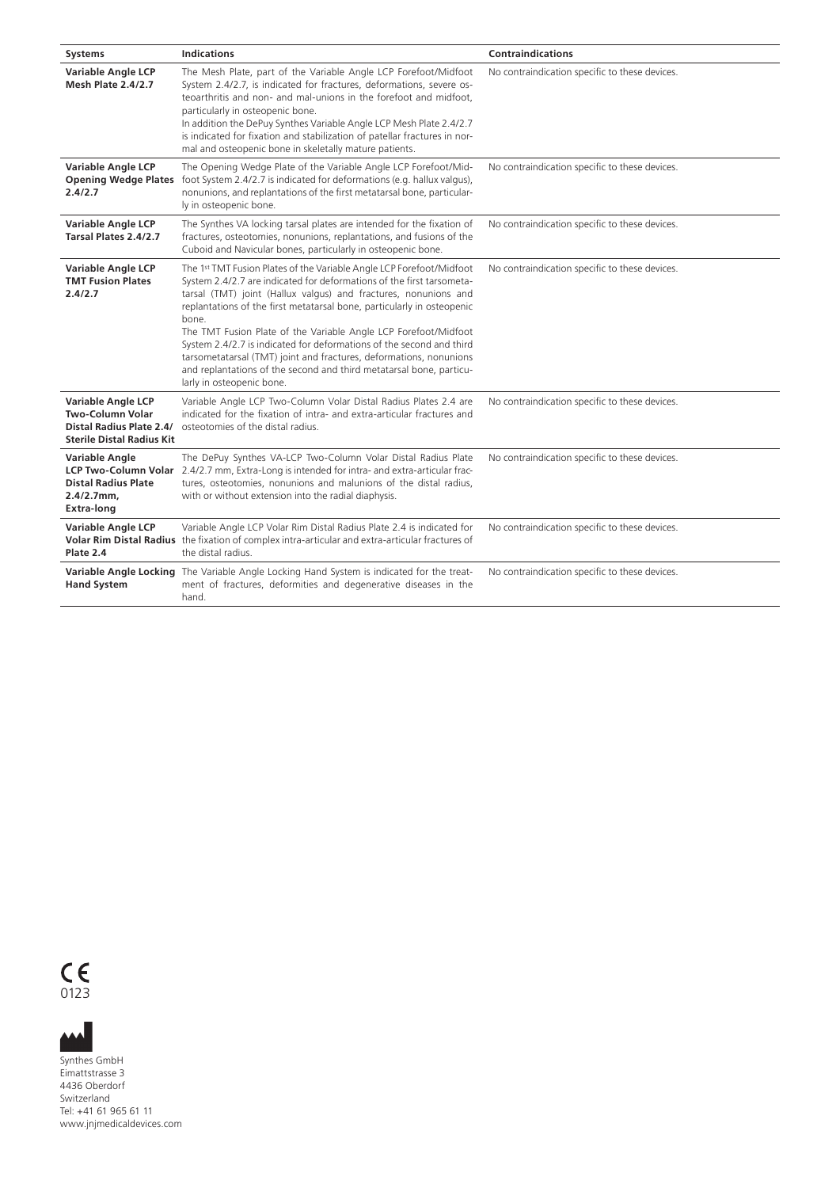| Systems | Indications | Contraindications |
|---|---|---|
| **Variable Angle LCP Mesh Plate 2.4/2.7** | The Mesh Plate, part of the Variable Angle LCP Forefoot/Midfoot System 2.4/2.7, is indicated for fractures, deformations, severe osteoarthritis and non- and mal-unions in the forefoot and midfoot, particularly in osteopenic bone.<br>In addition the DePuy Synthes Variable Angle LCP Mesh Plate 2.4/2.7 is indicated for fixation and stabilization of patellar fractures in normal and osteopenic bone in skeletally mature patients. | No contraindication specific to these devices. |
| **Variable Angle LCP Opening Wedge Plates 2.4/2.7** | The Opening Wedge Plate of the Variable Angle LCP Forefoot/Midfoot System 2.4/2.7 is indicated for deformations (e.g. hallux valgus), nonunions, and replantations of the first metatarsal bone, particularly in osteopenic bone. | No contraindication specific to these devices. |
| **Variable Angle LCP Tarsal Plates 2.4/2.7** | The Synthes VA locking tarsal plates are intended for the fixation of fractures, osteotomies, nonunions, replantations, and fusions of the Cuboid and Navicular bones, particularly in osteopenic bone. | No contraindication specific to these devices. |
| **Variable Angle LCP TMT Fusion Plates 2.4/2.7** | The 1st TMT Fusion Plates of the Variable Angle LCP Forefoot/Midfoot System 2.4/2.7 are indicated for deformations of the first tarsometatarsal (TMT) joint (Hallux valgus) and fractures, nonunions and replantations of the first metatarsal bone, particularly in osteopenic bone.<br>The TMT Fusion Plate of the Variable Angle LCP Forefoot/Midfoot System 2.4/2.7 is indicated for deformations of the second and third tarsometatarsal (TMT) joint and fractures, deformations, nonunions and replantations of the second and third metatarsal bone, particularly in osteopenic bone. | No contraindication specific to these devices. |
| **Variable Angle LCP Two-Column Volar Distal Radius Plate 2.4/ Sterile Distal Radius Kit** | Variable Angle LCP Two-Column Volar Distal Radius Plates 2.4 are indicated for the fixation of intra- and extra-articular fractures and osteotomies of the distal radius. | No contraindication specific to these devices. |
| **Variable Angle LCP Two-Column Volar Distal Radius Plate 2.4/2.7mm, Extra-long** | The DePuy Synthes VA-LCP Two-Column Volar Distal Radius Plate 2.4/2.7 mm, Extra-Long is intended for intra- and extra-articular fractures, osteotomies, nonunions and malunions of the distal radius, with or without extension into the radial diaphysis. | No contraindication specific to these devices. |
| **Variable Angle LCP Volar Rim Distal Radius Plate 2.4** | Variable Angle LCP Volar Rim Distal Radius Plate 2.4 is indicated for the fixation of complex intra-articular and extra-articular fractures of the distal radius. | No contraindication specific to these devices. |
| **Variable Angle Locking Hand System** | The Variable Angle Locking Hand System is indicated for the treatment of fractures, deformities and degenerative diseases in the hand. | No contraindication specific to these devices. |

CE 0123

Synthes GmbH
Eimattstrasse 3
4436 Oberdorf
Switzerland
Tel: +41 61 965 61 11
www.jnjmedicaldevices.com